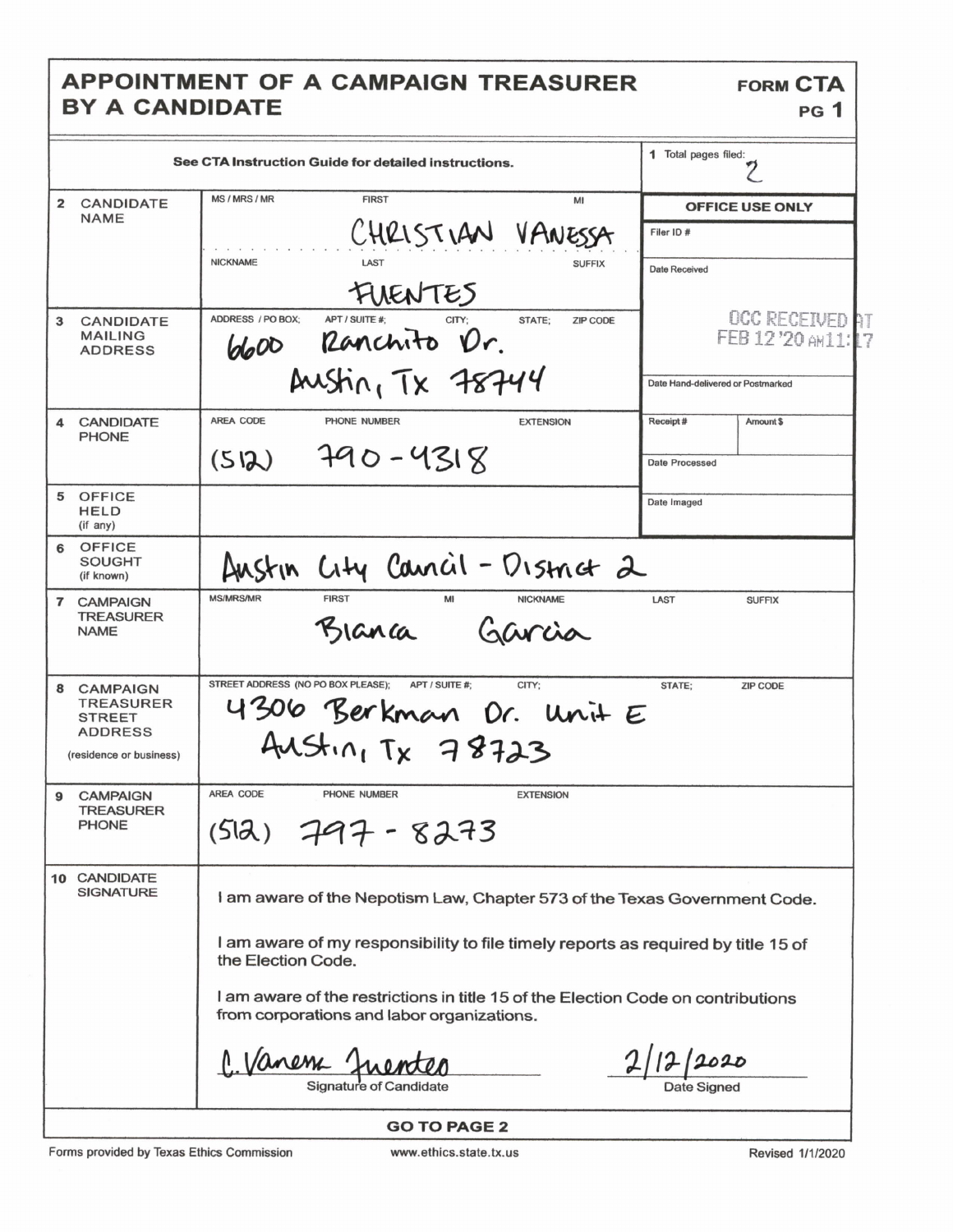# APPOINTMENT OF A CAMPAIGN TREASURER BY A CANDIDATE

**FORM CTA**
**PG 1**

See CTA Instruction Guide for detailed instructions.

**1** Total pages filed: 2

| | | |
|---|---|---|
| **2 CANDIDATE NAME** | MS / MRS / MR: FIRST: CHRISTIAN MI: VANESSA<br>NICKNAME: LAST: FUENTES SUFFIX: | **OFFICE USE ONLY**<br>Filer ID #<br>Date Received |
| **3 CANDIDATE MAILING ADDRESS** | ADDRESS / PO BOX; APT / SUITE #; CITY; STATE; ZIP CODE<br>6600 Ranchito Dr.<br>Austin, Tx 78744 | OCC RECEIVED AT FEB 12 '20 AM11:17<br>Date Hand-delivered or Postmarked |
| **4 CANDIDATE PHONE** | AREA CODE: (512) PHONE NUMBER: 790-4318 EXTENSION: | Receipt # / Amount $<br>Date Processed |
| **5 OFFICE HELD** (if any) | | Date Imaged |
| **6 OFFICE SOUGHT** (if known) | Austin City Council - District 2 | |
| **7 CAMPAIGN TREASURER NAME** | MS/MRS/MR: FIRST: Bianca MI: NICKNAME: LAST: Garcia SUFFIX: | |
| **8 CAMPAIGN TREASURER STREET ADDRESS** (residence or business) | STREET ADDRESS (NO PO BOX PLEASE); APT / SUITE #; CITY; STATE; ZIP CODE<br>4306 Berkman Dr. Unit E<br>Austin, Tx 78723 | |
| **9 CAMPAIGN TREASURER PHONE** | AREA CODE: (512) PHONE NUMBER: 797-8273 EXTENSION: | |

**10 CANDIDATE SIGNATURE**

I am aware of the Nepotism Law, Chapter 573 of the Texas Government Code.

I am aware of my responsibility to file timely reports as required by title 15 of the Election Code.

I am aware of the restrictions in title 15 of the Election Code on contributions from corporations and labor organizations.

C. Vanessa Fuentes — Signature of Candidate

2/12/2020 — Date Signed

**GO TO PAGE 2**

Forms provided by Texas Ethics Commission www.ethics.state.tx.us Revised 1/1/2020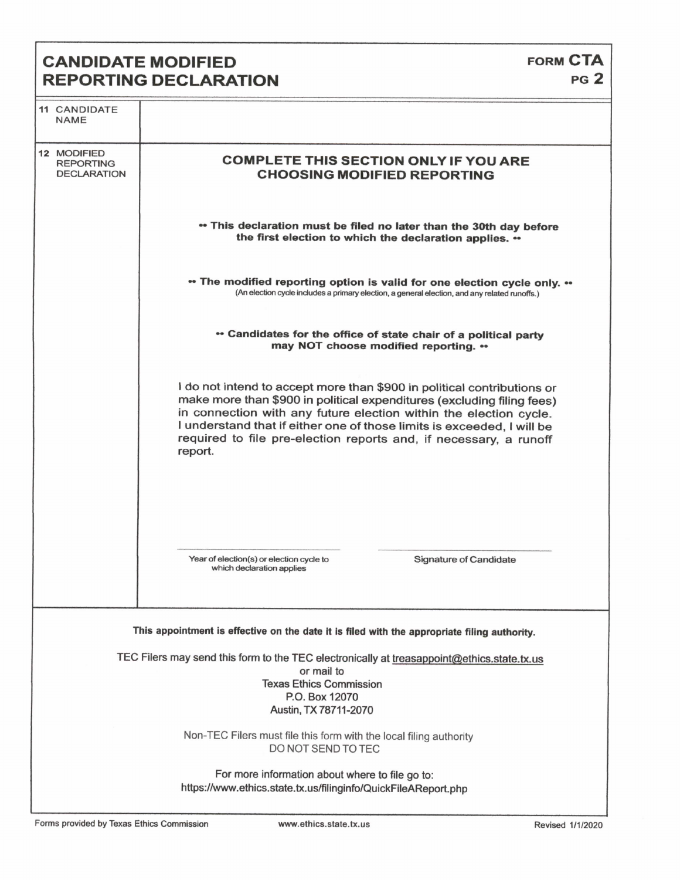# CANDIDATE MODIFIED REPORTING DECLARATION

**FORM CTA PG 2**

| | |
|---|---|
| 11 CANDIDATE NAME | |
| 12 MODIFIED REPORTING DECLARATION | **COMPLETE THIS SECTION ONLY IF YOU ARE CHOOSING MODIFIED REPORTING** |

**•• This declaration must be filed no later than the 30th day before the first election to which the declaration applies. ••**

**•• The modified reporting option is valid for one election cycle only. ••**
(An election cycle includes a primary election, a general election, and any related runoffs.)

**•• Candidates for the office of state chair of a political party may NOT choose modified reporting. ••**

I do not intend to accept more than $900 in political contributions or make more than $900 in political expenditures (excluding filing fees) in connection with any future election within the election cycle. I understand that if either one of those limits is exceeded, I will be required to file pre-election reports and, if necessary, a runoff report.

Year of election(s) or election cycle to which declaration applies

Signature of Candidate

**This appointment is effective on the date it is filed with the appropriate filing authority.**

TEC Filers may send this form to the TEC electronically at treasappoint@ethics.state.tx.us
or mail to
Texas Ethics Commission
P.O. Box 12070
Austin, TX 78711-2070

Non-TEC Filers must file this form with the local filing authority
DO NOT SEND TO TEC

For more information about where to file go to:
https://www.ethics.state.tx.us/filinginfo/QuickFileAReport.php

Forms provided by Texas Ethics Commission www.ethics.state.tx.us Revised 1/1/2020